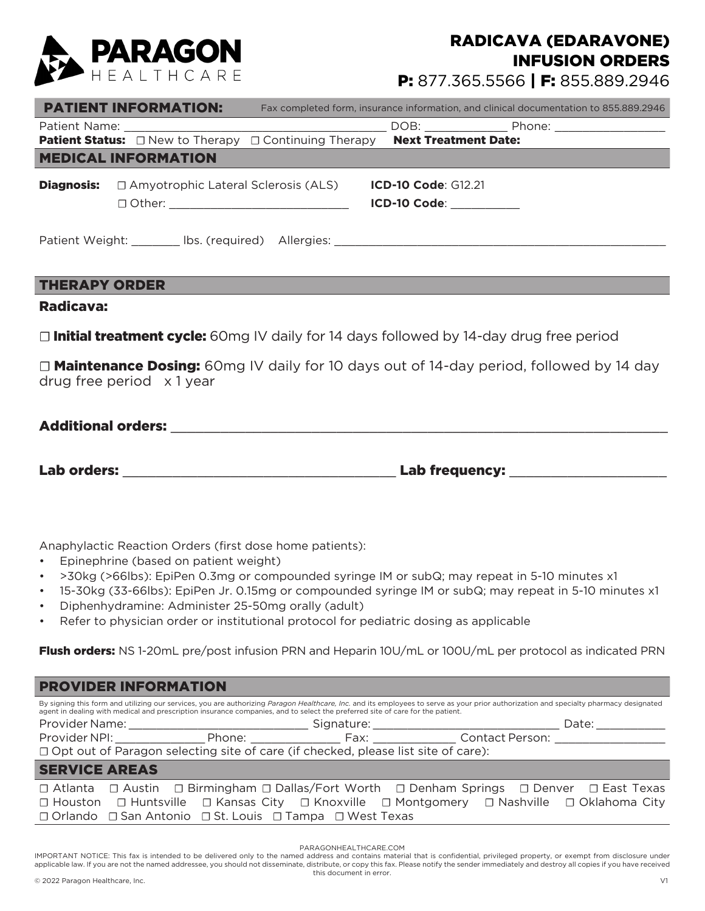**PARAGON** HEALTHCARE

# RADICAVA (EDARAVONE) INFUSION ORDERS

**P:** 877.365.5566 | **F:** 855.889.2946

## PATIENT INFORMATION:

Fax completed form, insurance information, and clinical documentation to 855.889.2946

Patient Name: ______________________________ DOB: ____________ Phone: ________________

**Patient Status:** ☐ New to Therapy ☐ Continuing Therapy **Next Treatment Date:**

## MEDICAL INFORMATION

**Diagnosis:** ☐ Amyotrophic Lateral Sclerosis (ALS) **ICD-10 Code**: G12.21

☐ Other: ___________________________ **ICD-10 Code**: __________

Patient Weight: _______ lbs. (required) Allergies: ______________________________________________

## THERAPY ORDER

**Radicava:**

☐ **Initial treatment cycle:** 60mg IV daily for 14 days followed by 14-day drug free period

☐ **Maintenance Dosing:** 60mg IV daily for 10 days out of 14-day period, followed by 14 day drug free period x 1 year

**Additional orders:** ____________________________________________________________

**Lab orders:** __________________________________ **Lab frequency:** ____________________

Anaphylactic Reaction Orders (first dose home patients):

- Epinephrine (based on patient weight)
- >30kg (>66lbs): EpiPen 0.3mg or compounded syringe IM or subQ; may repeat in 5-10 minutes x1
- 15-30kg (33-66lbs): EpiPen Jr. 0.15mg or compounded syringe IM or subQ; may repeat in 5-10 minutes x1
- Diphenhydramine: Administer 25-50mg orally (adult)
- Refer to physician order or institutional protocol for pediatric dosing as applicable

**Flush orders:** NS 1-20mL pre/post infusion PRN and Heparin 10U/mL or 100U/mL per protocol as indicated PRN

## PROVIDER INFORMATION

By signing this form and utilizing our services, you are authorizing *Paragon Healthcare, Inc.* and its employees to serve as your prior authorization and specialty pharmacy designated agent in dealing with medical and prescription insurance companies, and to select the preferred site of care for the patient.

Provider Name: ___________________________ Signature: ____________________________ Date: __________

Provider NPI: _____________ Phone: _____________ Fax: ____________ Contact Person: ________________

☐ Opt out of Paragon selecting site of care (if checked, please list site of care):

## SERVICE AREAS

☐ Atlanta ☐ Austin ☐ Birmingham ☐ Dallas/Fort Worth ☐ Denham Springs ☐ Denver ☐ East Texas ☐ Houston ☐ Huntsville ☐ Kansas City ☐ Knoxville ☐ Montgomery ☐ Nashville ☐ Oklahoma City ☐ Orlando ☐ San Antonio ☐ St. Louis ☐ Tampa ☐ West Texas

PARAGONHEALTHCARE.COM

IMPORTANT NOTICE: This fax is intended to be delivered only to the named address and contains material that is confidential, privileged property, or exempt from disclosure under applicable law. If you are not the named addressee, you should not disseminate, distribute, or copy this fax. Please notify the sender immediately and destroy all copies if you have received this document in error.

© 2022 Paragon Healthcare, Inc. V1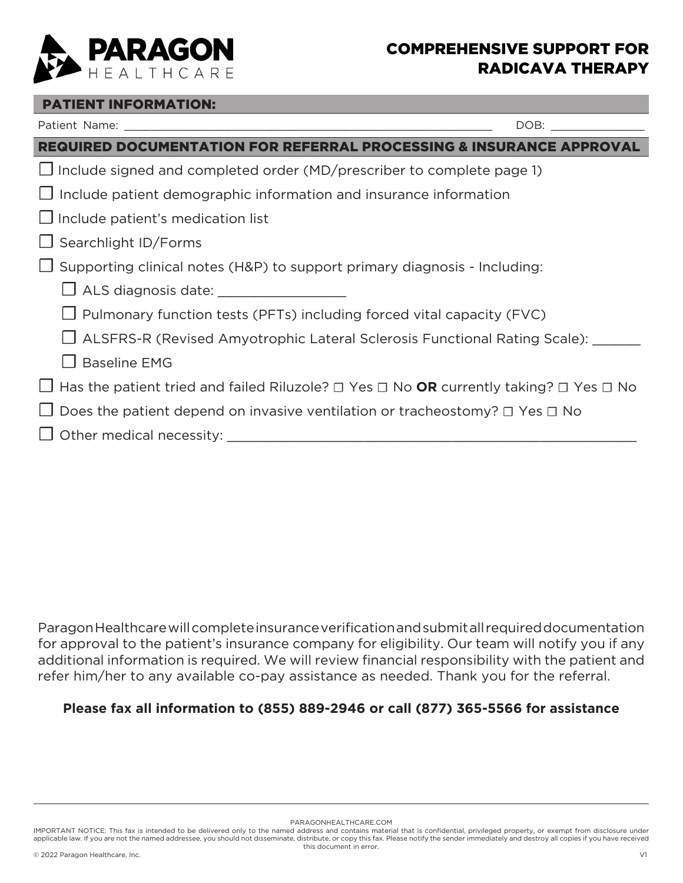PARAGON HEALTHCARE

# COMPREHENSIVE SUPPORT FOR RADICAVA THERAPY

## PATIENT INFORMATION:

Patient Name: ___________________________________________________ DOB: ______________

## REQUIRED DOCUMENTATION FOR REFERRAL PROCESSING & INSURANCE APPROVAL

- ☐ Include signed and completed order (MD/prescriber to complete page 1)
- ☐ Include patient demographic information and insurance information
- ☐ Include patient's medication list
- ☐ Searchlight ID/Forms
- ☐ Supporting clinical notes (H&P) to support primary diagnosis - Including:
  - ☐ ALS diagnosis date: _________________
  - ☐ Pulmonary function tests (PFTs) including forced vital capacity (FVC)
  - ☐ ALSFRS-R (Revised Amyotrophic Lateral Sclerosis Functional Rating Scale): ______
  - ☐ Baseline EMG
- ☐ Has the patient tried and failed Riluzole? ☐ Yes ☐ No **OR** currently taking? ☐ Yes ☐ No
- ☐ Does the patient depend on invasive ventilation or tracheostomy? ☐ Yes ☐ No
- ☐ Other medical necessity: _____________________________________________________

Paragon Healthcare will complete insurance verification and submit all required documentation for approval to the patient's insurance company for eligibility. Our team will notify you if any additional information is required. We will review financial responsibility with the patient and refer him/her to any available co-pay assistance as needed. Thank you for the referral.

**Please fax all information to (855) 889-2946 or call (877) 365-5566 for assistance**

PARAGONHEALTHCARE.COM

IMPORTANT NOTICE: This fax is intended to be delivered only to the named address and contains material that is confidential, privileged property, or exempt from disclosure under applicable law. If you are not the named addressee, you should not disseminate, distribute, or copy this fax. Please notify the sender immediately and destroy all copies if you have received this document in error.

© 2022 Paragon Healthcare, Inc.

V1